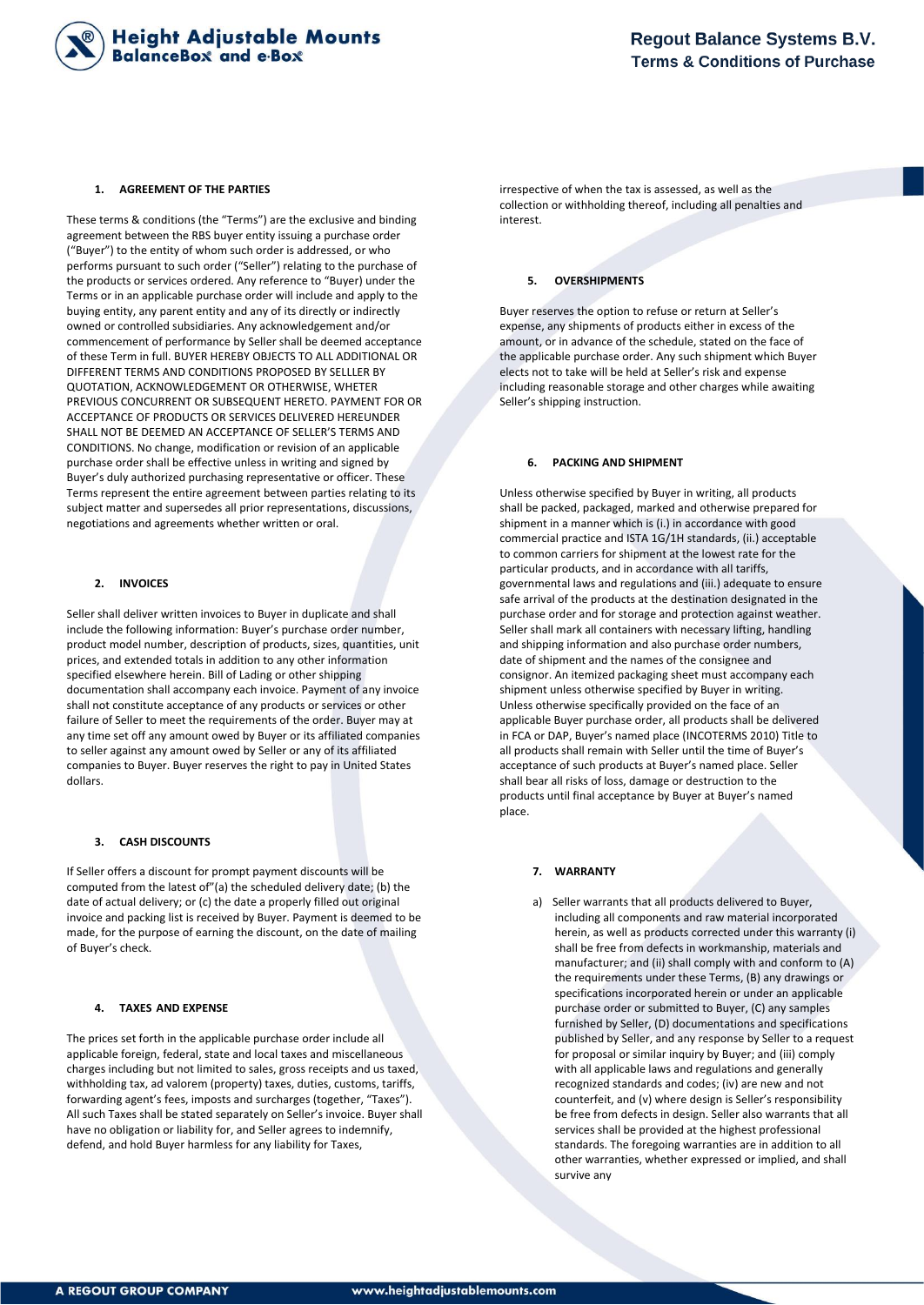## 1. AGREEMENT OF THE PARTIES

These terms & conditions (the "Terms") are the exclusive and binding agreement between the RBS buyer entity issuing a purchase order ("Buyer") to the entity of whom such order is addressed, or who performs pursuant to such order ("Seller") relating to the purchase of the products or services ordered. Any reference to "Buyer) under the Terms or in an applicable purchase order will include and apply to the buying entity, any parent entity and any of its directly or indirectly owned or controlled subsidiaries. Any acknowledgement and/or commencement of performance by Seller shall be deemed acceptance of these Term in full. BUYER HEREBY OBJECTS TO ALL ADDITIONAL OR DIFFERENT TERMS AND CONDITIONS PROPOSED BY SELLLER BY QUOTATION, ACKNOWLEDGEMENT OR OTHERWISE, WHETER PREVIOUS CONCURRENT OR SUBSEQUENT HERETO. PAYMENT FOR OR ACCEPTANCE OF PRODUCTS OR SERVICES DELIVERED HEREUNDER SHALL NOT BE DEEMED AN ACCEPTANCE OF SELLER'S TERMS AND CONDITIONS. No change, modification or revision of an applicable purchase order shall be effective unless in writing and signed by Buyer's duly authorized purchasing representative or officer. These Terms represent the entire agreement between parties relating to its subject matter and supersedes all prior representations, discussions, negotiations and agreements whether written or oral.

## 2. INVOICES

Seller shall deliver written invoices to Buyer in duplicate and shall include the following information: Buyer's purchase order number, product model number, description of products, sizes, quantities, unit prices, and extended totals in addition to any other information specified elsewhere herein. Bill of Lading or other shipping documentation shall accompany each invoice. Payment of any invoice shall not constitute acceptance of any products or services or other failure of Seller to meet the requirements of the order. Buyer may at any time set off any amount owed by Buyer or its affiliated companies to seller against any amount owed by Seller or any of its affiliated companies to Buyer. Buyer reserves the right to pay in United States dollars.

## 3. CASH DISCOUNTS

If Seller offers a discount for prompt payment discounts will be computed from the latest of"(a) the scheduled delivery date; (b) the date of actual delivery; or (c) the date a properly filled out original invoice and packing list is received by Buyer. Payment is deemed to be made, for the purpose of earning the discount, on the date of mailing of Buyer's check.

## 4. TAXES AND EXPENSE

The prices set forth in the applicable purchase order include all applicable foreign, federal, state and local taxes and miscellaneous charges including but not limited to sales, gross receipts and us taxed, withholding tax, ad valorem (property) taxes, duties, customs, tariffs, forwarding agent's fees, imposts and surcharges (together, "Taxes"). All such Taxes shall be stated separately on Seller's invoice. Buyer shall have no obligation or liability for, and Seller agrees to indemnify, defend, and hold Buyer harmless for any liability for Taxes, irrespective of when the tax is assessed, as well as the collection or withholding thereof, including all penalties and interest.

## 5. OVERSHIPMENTS

Buyer reserves the option to refuse or return at Seller's expense, any shipments of products either in excess of the amount, or in advance of the schedule, stated on the face of the applicable purchase order. Any such shipment which Buyer elects not to take will be held at Seller's risk and expense including reasonable storage and other charges while awaiting Seller's shipping instruction.

## 6. PACKING AND SHIPMENT

Unless otherwise specified by Buyer in writing, all products shall be packed, packaged, marked and otherwise prepared for shipment in a manner which is (i.) in accordance with good commercial practice and ISTA 1G/1H standards, (ii.) acceptable to common carriers for shipment at the lowest rate for the particular products, and in accordance with all tariffs, governmental laws and regulations and (iii.) adequate to ensure safe arrival of the products at the destination designated in the purchase order and for storage and protection against weather. Seller shall mark all containers with necessary lifting, handling and shipping information and also purchase order numbers, date of shipment and the names of the consignee and consignor. An itemized packaging sheet must accompany each shipment unless otherwise specified by Buyer in writing. Unless otherwise specifically provided on the face of an applicable Buyer purchase order, all products shall be delivered in FCA or DAP, Buyer's named place (INCOTERMS 2010) Title to all products shall remain with Seller until the time of Buyer's acceptance of such products at Buyer's named place. Seller shall bear all risks of loss, damage or destruction to the products until final acceptance by Buyer at Buyer's named place.

## 7. WARRANTY

a) Seller warrants that all products delivered to Buyer, including all components and raw material incorporated herein, as well as products corrected under this warranty (i) shall be free from defects in workmanship, materials and manufacturer; and (ii) shall comply with and conform to (A) the requirements under these Terms, (B) any drawings or specifications incorporated herein or under an applicable purchase order or submitted to Buyer, (C) any samples furnished by Seller, (D) documentations and specifications published by Seller, and any response by Seller to a request for proposal or similar inquiry by Buyer; and (iii) comply with all applicable laws and regulations and generally recognized standards and codes; (iv) are new and not counterfeit, and (v) where design is Seller's responsibility be free from defects in design. Seller also warrants that all services shall be provided at the highest professional standards. The foregoing warranties are in addition to all other warranties, whether expressed or implied, and shall survive any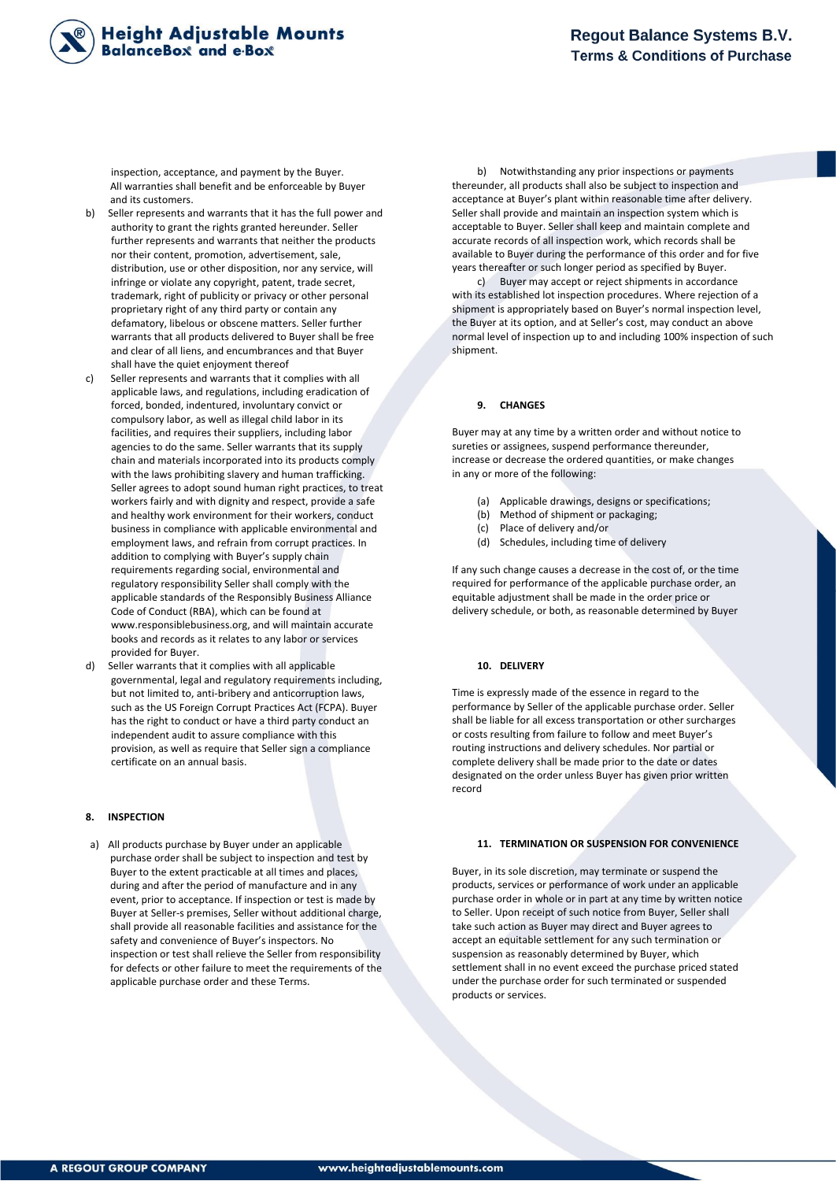inspection, acceptance, and payment by the Buyer. All warranties shall benefit and be enforceable by Buyer and its customers.

b) Seller represents and warrants that it has the full power and authority to grant the rights granted hereunder. Seller further represents and warrants that neither the products nor their content, promotion, advertisement, sale, distribution, use or other disposition, nor any service, will infringe or violate any copyright, patent, trade secret, trademark, right of publicity or privacy or other personal proprietary right of any third party or contain any defamatory, libelous or obscene matters. Seller further warrants that all products delivered to Buyer shall be free and clear of all liens, and encumbrances and that Buyer shall have the quiet enjoyment thereof

c) Seller represents and warrants that it complies with all applicable laws, and regulations, including eradication of forced, bonded, indentured, involuntary convict or compulsory labor, as well as illegal child labor in its facilities, and requires their suppliers, including labor agencies to do the same. Seller warrants that its supply chain and materials incorporated into its products comply with the laws prohibiting slavery and human trafficking. Seller agrees to adopt sound human right practices, to treat workers fairly and with dignity and respect, provide a safe and healthy work environment for their workers, conduct business in compliance with applicable environmental and employment laws, and refrain from corrupt practices. In addition to complying with Buyer's supply chain requirements regarding social, environmental and regulatory responsibility Seller shall comply with the applicable standards of the Responsibly Business Alliance Code of Conduct (RBA), which can be found at www.responsiblebusiness.org, and will maintain accurate books and records as it relates to any labor or services provided for Buyer.

d) Seller warrants that it complies with all applicable governmental, legal and regulatory requirements including, but not limited to, anti-bribery and anticorruption laws, such as the US Foreign Corrupt Practices Act (FCPA). Buyer has the right to conduct or have a third party conduct an independent audit to assure compliance with this provision, as well as require that Seller sign a compliance certificate on an annual basis.

## 8. INSPECTION

a) All products purchase by Buyer under an applicable purchase order shall be subject to inspection and test by Buyer to the extent practicable at all times and places, during and after the period of manufacture and in any event, prior to acceptance. If inspection or test is made by Buyer at Seller-s premises, Seller without additional charge, shall provide all reasonable facilities and assistance for the safety and convenience of Buyer's inspectors. No inspection or test shall relieve the Seller from responsibility for defects or other failure to meet the requirements of the applicable purchase order and these Terms.

b) Notwithstanding any prior inspections or payments thereunder, all products shall also be subject to inspection and acceptance at Buyer's plant within reasonable time after delivery. Seller shall provide and maintain an inspection system which is acceptable to Buyer. Seller shall keep and maintain complete and accurate records of all inspection work, which records shall be available to Buyer during the performance of this order and for five years thereafter or such longer period as specified by Buyer.

c) Buyer may accept or reject shipments in accordance with its established lot inspection procedures. Where rejection of a shipment is appropriately based on Buyer's normal inspection level, the Buyer at its option, and at Seller's cost, may conduct an above normal level of inspection up to and including 100% inspection of such shipment.

## 9. CHANGES

Buyer may at any time by a written order and without notice to sureties or assignees, suspend performance thereunder, increase or decrease the ordered quantities, or make changes in any or more of the following:

(a) Applicable drawings, designs or specifications;
(b) Method of shipment or packaging;
(c) Place of delivery and/or
(d) Schedules, including time of delivery

If any such change causes a decrease in the cost of, or the time required for performance of the applicable purchase order, an equitable adjustment shall be made in the order price or delivery schedule, or both, as reasonable determined by Buyer

## 10. DELIVERY

Time is expressly made of the essence in regard to the performance by Seller of the applicable purchase order. Seller shall be liable for all excess transportation or other surcharges or costs resulting from failure to follow and meet Buyer's routing instructions and delivery schedules. Nor partial or complete delivery shall be made prior to the date or dates designated on the order unless Buyer has given prior written record

## 11. TERMINATION OR SUSPENSION FOR CONVENIENCE

Buyer, in its sole discretion, may terminate or suspend the products, services or performance of work under an applicable purchase order in whole or in part at any time by written notice to Seller. Upon receipt of such notice from Buyer, Seller shall take such action as Buyer may direct and Buyer agrees to accept an equitable settlement for any such termination or suspension as reasonably determined by Buyer, which settlement shall in no event exceed the purchase priced stated under the purchase order for such terminated or suspended products or services.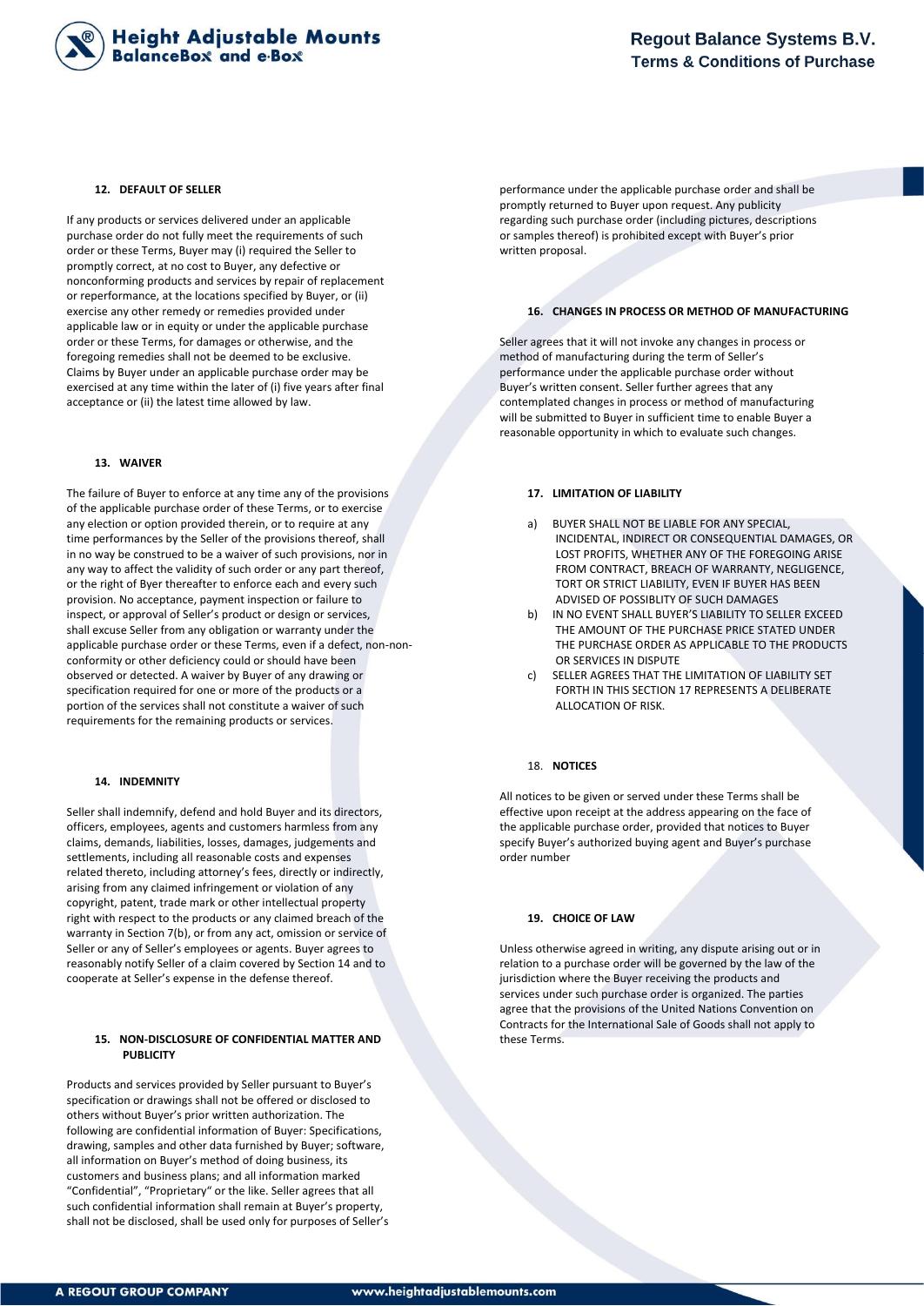## 12. DEFAULT OF SELLER

If any products or services delivered under an applicable purchase order do not fully meet the requirements of such order or these Terms, Buyer may (i) required the Seller to promptly correct, at no cost to Buyer, any defective or nonconforming products and services by repair of replacement or reperformance, at the locations specified by Buyer, or (ii) exercise any other remedy or remedies provided under applicable law or in equity or under the applicable purchase order or these Terms, for damages or otherwise, and the foregoing remedies shall not be deemed to be exclusive. Claims by Buyer under an applicable purchase order may be exercised at any time within the later of (i) five years after final acceptance or (ii) the latest time allowed by law.

## 13. WAIVER

The failure of Buyer to enforce at any time any of the provisions of the applicable purchase order of these Terms, or to exercise any election or option provided therein, or to require at any time performances by the Seller of the provisions thereof, shall in no way be construed to be a waiver of such provisions, nor in any way to affect the validity of such order or any part thereof, or the right of Byer thereafter to enforce each and every such provision. No acceptance, payment inspection or failure to inspect, or approval of Seller's product or design or services, shall excuse Seller from any obligation or warranty under the applicable purchase order or these Terms, even if a defect, non-non-conformity or other deficiency could or should have been observed or detected. A waiver by Buyer of any drawing or specification required for one or more of the products or a portion of the services shall not constitute a waiver of such requirements for the remaining products or services.

## 14. INDEMNITY

Seller shall indemnify, defend and hold Buyer and its directors, officers, employees, agents and customers harmless from any claims, demands, liabilities, losses, damages, judgements and settlements, including all reasonable costs and expenses related thereto, including attorney's fees, directly or indirectly, arising from any claimed infringement or violation of any copyright, patent, trade mark or other intellectual property right with respect to the products or any claimed breach of the warranty in Section 7(b), or from any act, omission or service of Seller or any of Seller's employees or agents. Buyer agrees to reasonably notify Seller of a claim covered by Section 14 and to cooperate at Seller's expense in the defense thereof.

## 15. NON-DISCLOSURE OF CONFIDENTIAL MATTER AND PUBLICITY

Products and services provided by Seller pursuant to Buyer's specification or drawings shall not be offered or disclosed to others without Buyer's prior written authorization. The following are confidential information of Buyer: Specifications, drawing, samples and other data furnished by Buyer; software, all information on Buyer's method of doing business, its customers and business plans; and all information marked "Confidential", "Proprietary" or the like. Seller agrees that all such confidential information shall remain at Buyer's property, shall not be disclosed, shall be used only for purposes of Seller's performance under the applicable purchase order and shall be promptly returned to Buyer upon request. Any publicity regarding such purchase order (including pictures, descriptions or samples thereof) is prohibited except with Buyer's prior written proposal.

## 16. CHANGES IN PROCESS OR METHOD OF MANUFACTURING

Seller agrees that it will not invoke any changes in process or method of manufacturing during the term of Seller's performance under the applicable purchase order without Buyer's written consent. Seller further agrees that any contemplated changes in process or method of manufacturing will be submitted to Buyer in sufficient time to enable Buyer a reasonable opportunity in which to evaluate such changes.

## 17. LIMITATION OF LIABILITY

a) BUYER SHALL NOT BE LIABLE FOR ANY SPECIAL, INCIDENTAL, INDIRECT OR CONSEQUENTIAL DAMAGES, OR LOST PROFITS, WHETHER ANY OF THE FOREGOING ARISE FROM CONTRACT, BREACH OF WARRANTY, NEGLIGENCE, TORT OR STRICT LIABILITY, EVEN IF BUYER HAS BEEN ADVISED OF POSSIBLITY OF SUCH DAMAGES

b) IN NO EVENT SHALL BUYER'S LIABILITY TO SELLER EXCEED THE AMOUNT OF THE PURCHASE PRICE STATED UNDER THE PURCHASE ORDER AS APPLICABLE TO THE PRODUCTS OR SERVICES IN DISPUTE

c) SELLER AGREES THAT THE LIMITATION OF LIABILITY SET FORTH IN THIS SECTION 17 REPRESENTS A DELIBERATE ALLOCATION OF RISK.

## 18. NOTICES

All notices to be given or served under these Terms shall be effective upon receipt at the address appearing on the face of the applicable purchase order, provided that notices to Buyer specify Buyer's authorized buying agent and Buyer's purchase order number

## 19. CHOICE OF LAW

Unless otherwise agreed in writing, any dispute arising out or in relation to a purchase order will be governed by the law of the jurisdiction where the Buyer receiving the products and services under such purchase order is organized. The parties agree that the provisions of the United Nations Convention on Contracts for the International Sale of Goods shall not apply to these Terms.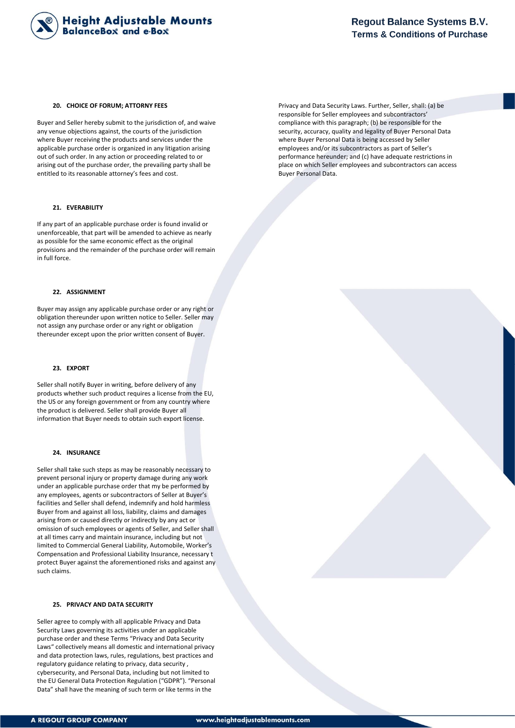### 20. CHOICE OF FORUM; ATTORNY FEES

Buyer and Seller hereby submit to the jurisdiction of, and waive any venue objections against, the courts of the jurisdiction where Buyer receiving the products and services under the applicable purchase order is organized in any litigation arising out of such order. In any action or proceeding related to or arising out of the purchase order, the prevailing party shall be entitled to its reasonable attorney's fees and cost.

### 21. EVERABILITY

If any part of an applicable purchase order is found invalid or unenforceable, that part will be amended to achieve as nearly as possible for the same economic effect as the original provisions and the remainder of the purchase order will remain in full force.

### 22. ASSIGNMENT

Buyer may assign any applicable purchase order or any right or obligation thereunder upon written notice to Seller. Seller may not assign any purchase order or any right or obligation thereunder except upon the prior written consent of Buyer.

### 23. EXPORT

Seller shall notify Buyer in writing, before delivery of any products whether such product requires a license from the EU, the US or any foreign government or from any country where the product is delivered. Seller shall provide Buyer all information that Buyer needs to obtain such export license.

### 24. INSURANCE

Seller shall take such steps as may be reasonably necessary to prevent personal injury or property damage during any work under an applicable purchase order that my be performed by any employees, agents or subcontractors of Seller at Buyer's facilities and Seller shall defend, indemnify and hold harmless Buyer from and against all loss, liability, claims and damages arising from or caused directly or indirectly by any act or omission of such employees or agents of Seller, and Seller shall at all times carry and maintain insurance, including but not limited to Commercial General Liability, Automobile, Worker's Compensation and Professional Liability Insurance, necessary t protect Buyer against the aforementioned risks and against any such claims.

### 25. PRIVACY AND DATA SECURITY

Seller agree to comply with all applicable Privacy and Data Security Laws governing its activities under an applicable purchase order and these Terms "Privacy and Data Security Laws" collectively means all domestic and international privacy and data protection laws, rules, regulations, best practices and regulatory guidance relating to privacy, data security , cybersecurity, and Personal Data, including but not limited to the EU General Data Protection Regulation ("GDPR"). "Personal Data" shall have the meaning of such term or like terms in the Privacy and Data Security Laws. Further, Seller, shall: (a) be responsible for Seller employees and subcontractors' compliance with this paragraph; (b) be responsible for the security, accuracy, quality and legality of Buyer Personal Data where Buyer Personal Data is being accessed by Seller employees and/or its subcontractors as part of Seller's performance hereunder; and (c) have adequate restrictions in place on which Seller employees and subcontractors can access Buyer Personal Data.